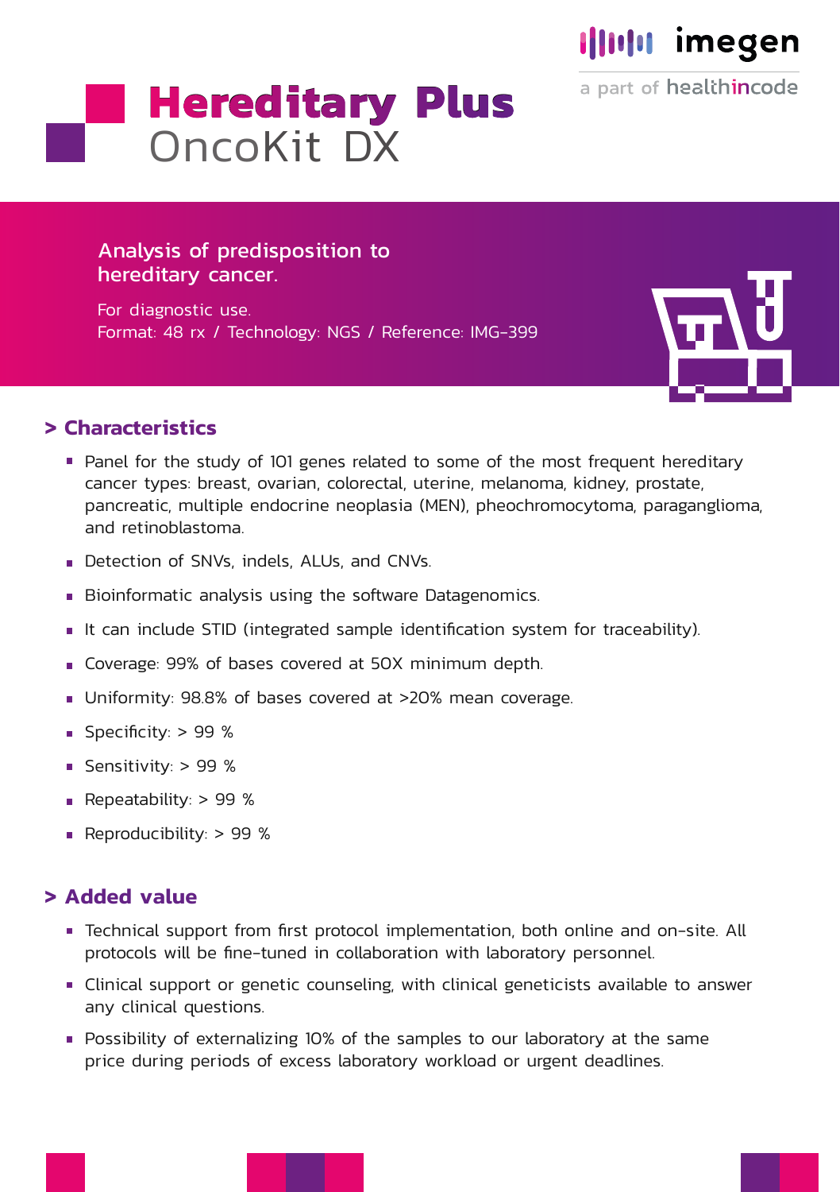imegen

a part of healthincode

# Hereditary Plus
## OncoKit DX

Analysis of predisposition to hereditary cancer.

For diagnostic use.
Format: 48 rx / Technology: NGS / Reference: IMG-399

## > Characteristics

- Panel for the study of 101 genes related to some of the most frequent hereditary cancer types: breast, ovarian, colorectal, uterine, melanoma, kidney, prostate, pancreatic, multiple endocrine neoplasia (MEN), pheochromocytoma, paraganglioma, and retinoblastoma.
- Detection of SNVs, indels, ALUs, and CNVs.
- Bioinformatic analysis using the software Datagenomics.
- It can include STID (integrated sample identification system for traceability).
- Coverage: 99% of bases covered at 50X minimum depth.
- Uniformity: 98.8% of bases covered at >20% mean coverage.
- Specificity: > 99 %
- Sensitivity: > 99 %
- Repeatability: > 99 %
- Reproducibility: > 99 %

## > Added value

- Technical support from first protocol implementation, both online and on-site. All protocols will be fine-tuned in collaboration with laboratory personnel.
- Clinical support or genetic counseling, with clinical geneticists available to answer any clinical questions.
- Possibility of externalizing 10% of the samples to our laboratory at the same price during periods of excess laboratory workload or urgent deadlines.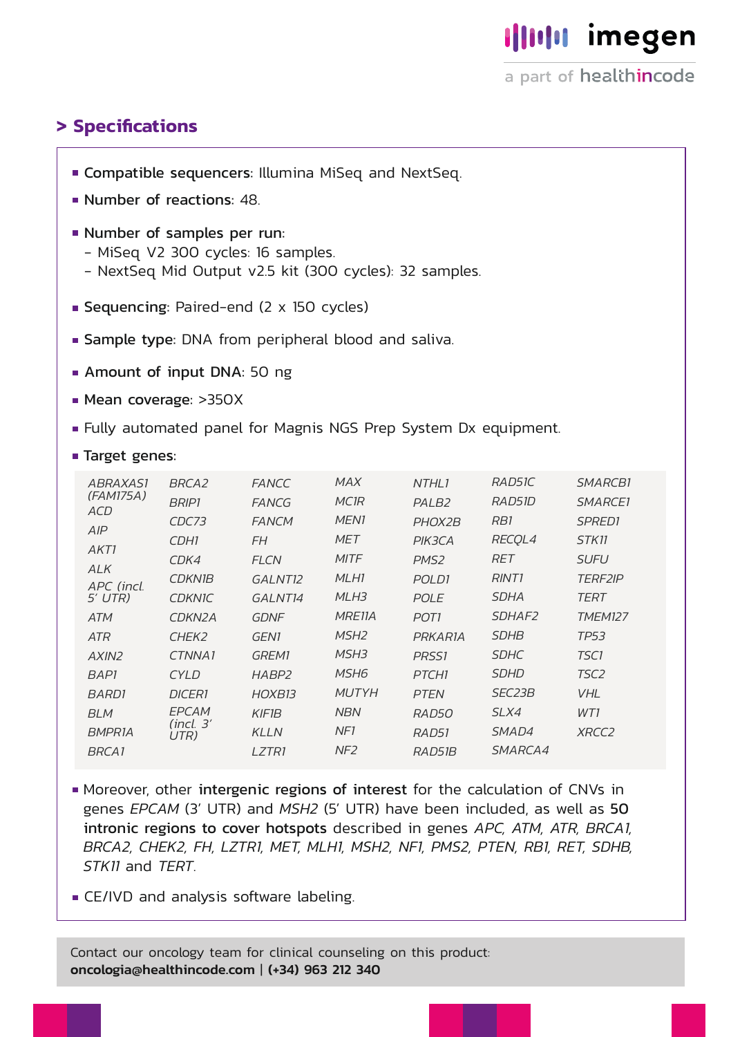imegen

a part of healthincode

## > Specifications

- **Compatible sequencers**: Illumina MiSeq and NextSeq.
- **Number of reactions**: 48.
- **Number of samples per run**:
  - MiSeq V2 300 cycles: 16 samples.
  - NextSeq Mid Output v2.5 kit (300 cycles): 32 samples.
- **Sequencing**: Paired-end (2 x 150 cycles)
- **Sample type**: DNA from peripheral blood and saliva.
- **Amount of input DNA**: 50 ng
- **Mean coverage**: >350X
- Fully automated panel for Magnis NGS Prep System Dx equipment.
- **Target genes**:

| | | | | | | |
|---|---|---|---|---|---|---|
| *ABRAXAS1 (FAM175A)* | *BRCA2* | *FANCC* | *MAX* | *NTHL1* | *RAD51C* | *SMARCB1* |
| *ACD* | *BRIP1* | *FANCG* | *MC1R* | *PALB2* | *RAD51D* | *SMARCE1* |
| *AIP* | *CDC73* | *FANCM* | *MEN1* | *PHOX2B* | *RB1* | *SPRED1* |
| *AKT1* | *CDH1* | *FH* | *MET* | *PIK3CA* | *RECQL4* | *STK11* |
| *ALK* | *CDK4* | *FLCN* | *MITF* | *PMS2* | *RET* | *SUFU* |
| *APC (incl. 5' UTR)* | *CDKN1B* | *GALNT12* | *MLH1* | *POLD1* | *RINT1* | *TERF2IP* |
| *ATM* | *CDKN1C* | *GALNT14* | *MLH3* | *POLE* | *SDHA* | *TERT* |
| *ATR* | *CDKN2A* | *GDNF* | *MRE11A* | *POT1* | *SDHAF2* | *TMEM127* |
| *AXIN2* | *CHEK2* | *GEN1* | *MSH2* | *PRKAR1A* | *SDHB* | *TP53* |
| *BAP1* | *CTNNA1* | *GREM1* | *MSH3* | *PRSS1* | *SDHC* | *TSC1* |
| *BARD1* | *CYLD* | *HABP2* | *MSH6* | *PTCH1* | *SDHD* | *TSC2* |
| *BLM* | *DICER1* | *HOXB13* | *MUTYH* | *PTEN* | *SEC23B* | *VHL* |
| *BMPR1A* | *EPCAM (incl. 3' UTR)* | *KIF1B* | *NBN* | *RAD50* | *SLX4* | *WT1* |
| *BRCA1* | | *KLLN* | *NF1* | *RAD51* | *SMAD4* | *XRCC2* |
| | | *LZTR1* | *NF2* | *RAD51B* | *SMARCA4* | |

- Moreover, other **intergenic regions of interest** for the calculation of CNVs in genes *EPCAM* (3' UTR) and *MSH2* (5' UTR) have been included, as well as **50 intronic regions to cover hotspots** described in genes *APC, ATM, ATR, BRCA1, BRCA2, CHEK2, FH, LZTR1, MET, MLH1, MSH2, NF1, PMS2, PTEN, RB1, RET, SDHB, STK11* and *TERT*.
- CE/IVD and analysis software labeling.

Contact our oncology team for clinical counseling on this product:
**oncologia@healthincode.com** | **(+34) 963 212 340**